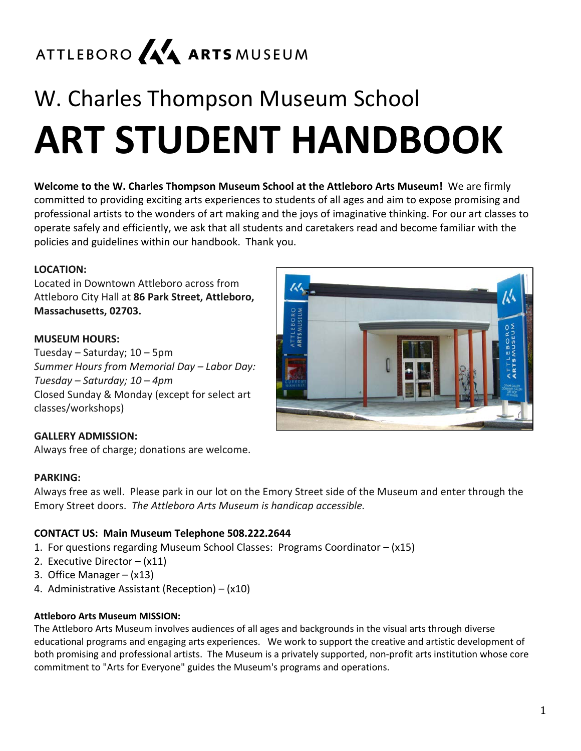ATTLEBORO ARTS MUSEUM

# W. Charles Thompson Museum School

# ART STUDENT HANDBOOK

**Welcome to the W. Charles Thompson Museum School at the Attleboro Arts Museum!** We are firmly committed to providing exciting arts experiences to students of all ages and aim to expose promising and professional artists to the wonders of art making and the joys of imaginative thinking. For our art classes to operate safely and efficiently, we ask that all students and caretakers read and become familiar with the policies and guidelines within our handbook. Thank you.

**LOCATION:**
Located in Downtown Attleboro across from Attleboro City Hall at **86 Park Street, Attleboro, Massachusetts, 02703.**

**MUSEUM HOURS:**
Tuesday – Saturday; 10 – 5pm
*Summer Hours from Memorial Day – Labor Day: Tuesday – Saturday; 10 – 4pm*
Closed Sunday & Monday (except for select art classes/workshops)

**GALLERY ADMISSION:**
Always free of charge; donations are welcome.

**PARKING:**
Always free as well. Please park in our lot on the Emory Street side of the Museum and enter through the Emory Street doors. *The Attleboro Arts Museum is handicap accessible.*

**CONTACT US: Main Museum Telephone 508.222.2644**

1. For questions regarding Museum School Classes: Programs Coordinator – (x15)
2. Executive Director – (x11)
3. Office Manager – (x13)
4. Administrative Assistant (Reception) – (x10)

**Attleboro Arts Museum MISSION:**
The Attleboro Arts Museum involves audiences of all ages and backgrounds in the visual arts through diverse educational programs and engaging arts experiences. We work to support the creative and artistic development of both promising and professional artists. The Museum is a privately supported, non-profit arts institution whose core commitment to "Arts for Everyone" guides the Museum's programs and operations.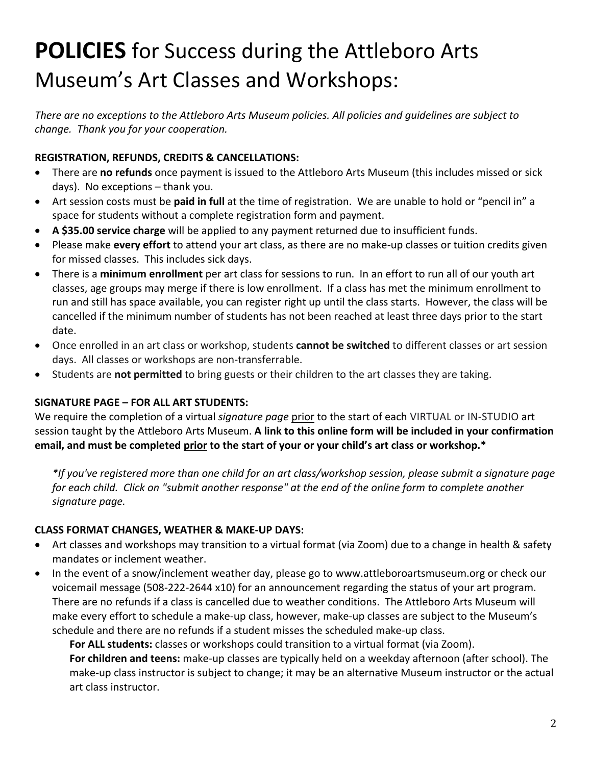# **POLICIES** for Success during the Attleboro Arts Museum's Art Classes and Workshops:

*There are no exceptions to the Attleboro Arts Museum policies. All policies and guidelines are subject to change. Thank you for your cooperation.*

**REGISTRATION, REFUNDS, CREDITS & CANCELLATIONS:**

- There are **no refunds** once payment is issued to the Attleboro Arts Museum (this includes missed or sick days). No exceptions – thank you.
- Art session costs must be **paid in full** at the time of registration. We are unable to hold or "pencil in" a space for students without a complete registration form and payment.
- **A $35.00 service charge** will be applied to any payment returned due to insufficient funds.
- Please make **every effort** to attend your art class, as there are no make-up classes or tuition credits given for missed classes. This includes sick days.
- There is a **minimum enrollment** per art class for sessions to run. In an effort to run all of our youth art classes, age groups may merge if there is low enrollment. If a class has met the minimum enrollment to run and still has space available, you can register right up until the class starts. However, the class will be cancelled if the minimum number of students has not been reached at least three days prior to the start date.
- Once enrolled in an art class or workshop, students **cannot be switched** to different classes or art session days. All classes or workshops are non-transferrable.
- Students are **not permitted** to bring guests or their children to the art classes they are taking.

**SIGNATURE PAGE – FOR ALL ART STUDENTS:**

We require the completion of a virtual *signature page* <u>prior</u> to the start of each VIRTUAL or IN-STUDIO art session taught by the Attleboro Arts Museum. **A link to this online form will be included in your confirmation email, and must be completed <u>prior</u> to the start of your or your child's art class or workshop.***

*\*If you've registered more than one child for an art class/workshop session, please submit a signature page for each child. Click on "submit another response" at the end of the online form to complete another signature page.*

**CLASS FORMAT CHANGES, WEATHER & MAKE-UP DAYS:**

- Art classes and workshops may transition to a virtual format (via Zoom) due to a change in health & safety mandates or inclement weather.
- In the event of a snow/inclement weather day, please go to www.attleboroartsmuseum.org or check our voicemail message (508-222-2644 x10) for an announcement regarding the status of your art program. There are no refunds if a class is cancelled due to weather conditions. The Attleboro Arts Museum will make every effort to schedule a make-up class, however, make-up classes are subject to the Museum's schedule and there are no refunds if a student misses the scheduled make-up class.

  **For ALL students:** classes or workshops could transition to a virtual format (via Zoom).

  **For children and teens:** make-up classes are typically held on a weekday afternoon (after school). The make-up class instructor is subject to change; it may be an alternative Museum instructor or the actual art class instructor.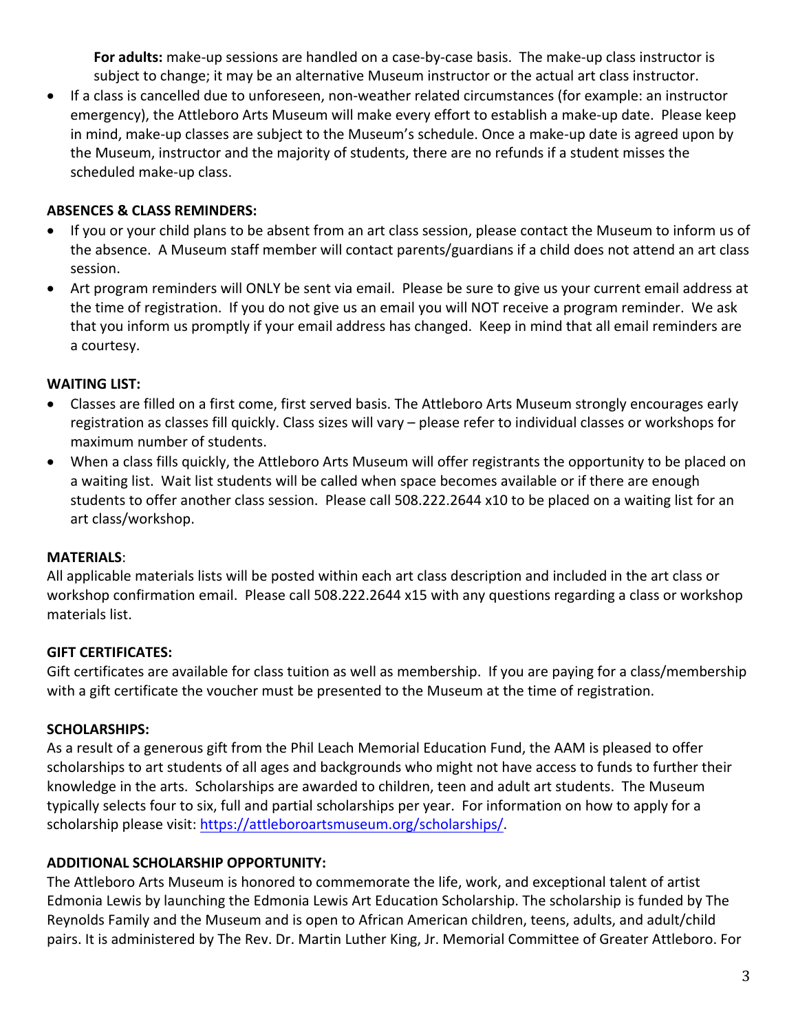**For adults:** make-up sessions are handled on a case-by-case basis. The make-up class instructor is subject to change; it may be an alternative Museum instructor or the actual art class instructor.

- If a class is cancelled due to unforeseen, non-weather related circumstances (for example: an instructor emergency), the Attleboro Arts Museum will make every effort to establish a make-up date. Please keep in mind, make-up classes are subject to the Museum's schedule. Once a make-up date is agreed upon by the Museum, instructor and the majority of students, there are no refunds if a student misses the scheduled make-up class.

**ABSENCES & CLASS REMINDERS:**

- If you or your child plans to be absent from an art class session, please contact the Museum to inform us of the absence. A Museum staff member will contact parents/guardians if a child does not attend an art class session.
- Art program reminders will ONLY be sent via email. Please be sure to give us your current email address at the time of registration. If you do not give us an email you will NOT receive a program reminder. We ask that you inform us promptly if your email address has changed. Keep in mind that all email reminders are a courtesy.

**WAITING LIST:**

- Classes are filled on a first come, first served basis. The Attleboro Arts Museum strongly encourages early registration as classes fill quickly. Class sizes will vary – please refer to individual classes or workshops for maximum number of students.
- When a class fills quickly, the Attleboro Arts Museum will offer registrants the opportunity to be placed on a waiting list. Wait list students will be called when space becomes available or if there are enough students to offer another class session. Please call 508.222.2644 x10 to be placed on a waiting list for an art class/workshop.

**MATERIALS**:

All applicable materials lists will be posted within each art class description and included in the art class or workshop confirmation email. Please call 508.222.2644 x15 with any questions regarding a class or workshop materials list.

**GIFT CERTIFICATES:**

Gift certificates are available for class tuition as well as membership. If you are paying for a class/membership with a gift certificate the voucher must be presented to the Museum at the time of registration.

**SCHOLARSHIPS:**

As a result of a generous gift from the Phil Leach Memorial Education Fund, the AAM is pleased to offer scholarships to art students of all ages and backgrounds who might not have access to funds to further their knowledge in the arts. Scholarships are awarded to children, teen and adult art students. The Museum typically selects four to six, full and partial scholarships per year. For information on how to apply for a scholarship please visit: https://attleboroartsmuseum.org/scholarships/.

**ADDITIONAL SCHOLARSHIP OPPORTUNITY:**

The Attleboro Arts Museum is honored to commemorate the life, work, and exceptional talent of artist Edmonia Lewis by launching the Edmonia Lewis Art Education Scholarship. The scholarship is funded by The Reynolds Family and the Museum and is open to African American children, teens, adults, and adult/child pairs. It is administered by The Rev. Dr. Martin Luther King, Jr. Memorial Committee of Greater Attleboro. For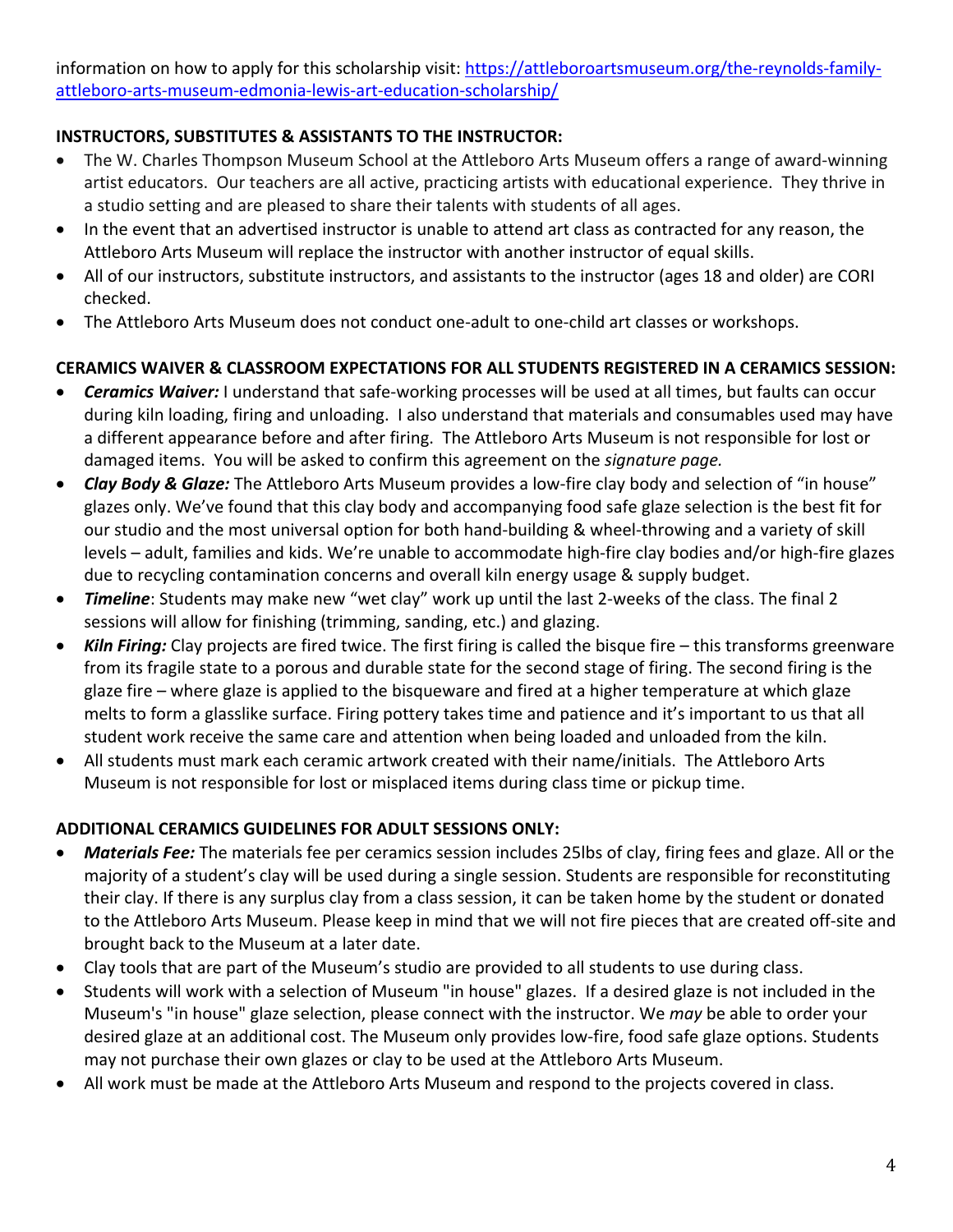information on how to apply for this scholarship visit: [https://attleboroartsmuseum.org/the-reynolds-family-attleboro-arts-museum-edmonia-lewis-art-education-scholarship/](https://attleboroartsmuseum.org/the-reynolds-family-attleboro-arts-museum-edmonia-lewis-art-education-scholarship/)

**INSTRUCTORS, SUBSTITUTES & ASSISTANTS TO THE INSTRUCTOR:**

- The W. Charles Thompson Museum School at the Attleboro Arts Museum offers a range of award-winning artist educators. Our teachers are all active, practicing artists with educational experience. They thrive in a studio setting and are pleased to share their talents with students of all ages.
- In the event that an advertised instructor is unable to attend art class as contracted for any reason, the Attleboro Arts Museum will replace the instructor with another instructor of equal skills.
- All of our instructors, substitute instructors, and assistants to the instructor (ages 18 and older) are CORI checked.
- The Attleboro Arts Museum does not conduct one-adult to one-child art classes or workshops.

**CERAMICS WAIVER & CLASSROOM EXPECTATIONS FOR ALL STUDENTS REGISTERED IN A CERAMICS SESSION:**

- ***Ceramics Waiver:*** I understand that safe-working processes will be used at all times, but faults can occur during kiln loading, firing and unloading. I also understand that materials and consumables used may have a different appearance before and after firing. The Attleboro Arts Museum is not responsible for lost or damaged items. You will be asked to confirm this agreement on the *signature page.*
- ***Clay Body & Glaze:*** The Attleboro Arts Museum provides a low-fire clay body and selection of "in house" glazes only. We've found that this clay body and accompanying food safe glaze selection is the best fit for our studio and the most universal option for both hand-building & wheel-throwing and a variety of skill levels – adult, families and kids. We're unable to accommodate high-fire clay bodies and/or high-fire glazes due to recycling contamination concerns and overall kiln energy usage & supply budget.
- ***Timeline***: Students may make new "wet clay" work up until the last 2-weeks of the class. The final 2 sessions will allow for finishing (trimming, sanding, etc.) and glazing.
- ***Kiln Firing:*** Clay projects are fired twice. The first firing is called the bisque fire – this transforms greenware from its fragile state to a porous and durable state for the second stage of firing. The second firing is the glaze fire – where glaze is applied to the bisqueware and fired at a higher temperature at which glaze melts to form a glasslike surface. Firing pottery takes time and patience and it's important to us that all student work receive the same care and attention when being loaded and unloaded from the kiln.
- All students must mark each ceramic artwork created with their name/initials. The Attleboro Arts Museum is not responsible for lost or misplaced items during class time or pickup time.

**ADDITIONAL CERAMICS GUIDELINES FOR ADULT SESSIONS ONLY:**

- ***Materials Fee:*** The materials fee per ceramics session includes 25lbs of clay, firing fees and glaze. All or the majority of a student's clay will be used during a single session. Students are responsible for reconstituting their clay. If there is any surplus clay from a class session, it can be taken home by the student or donated to the Attleboro Arts Museum. Please keep in mind that we will not fire pieces that are created off-site and brought back to the Museum at a later date.
- Clay tools that are part of the Museum's studio are provided to all students to use during class.
- Students will work with a selection of Museum "in house" glazes. If a desired glaze is not included in the Museum's "in house" glaze selection, please connect with the instructor. We *may* be able to order your desired glaze at an additional cost. The Museum only provides low-fire, food safe glaze options. Students may not purchase their own glazes or clay to be used at the Attleboro Arts Museum.
- All work must be made at the Attleboro Arts Museum and respond to the projects covered in class.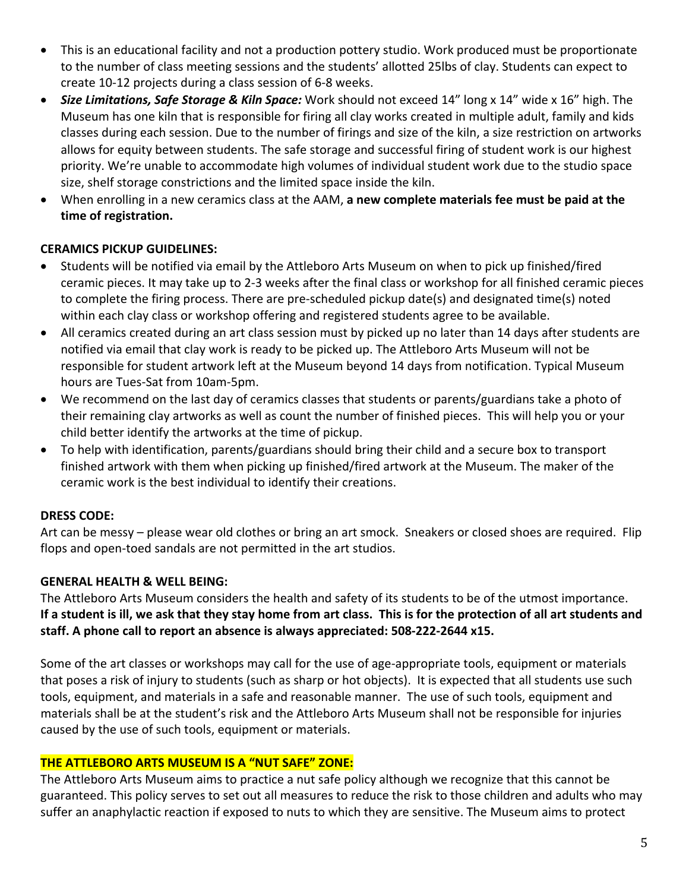- This is an educational facility and not a production pottery studio. Work produced must be proportionate to the number of class meeting sessions and the students' allotted 25lbs of clay. Students can expect to create 10-12 projects during a class session of 6-8 weeks.
- ***Size Limitations, Safe Storage & Kiln Space:*** Work should not exceed 14" long x 14" wide x 16" high. The Museum has one kiln that is responsible for firing all clay works created in multiple adult, family and kids classes during each session. Due to the number of firings and size of the kiln, a size restriction on artworks allows for equity between students. The safe storage and successful firing of student work is our highest priority. We're unable to accommodate high volumes of individual student work due to the studio space size, shelf storage constrictions and the limited space inside the kiln.
- When enrolling in a new ceramics class at the AAM, **a new complete materials fee must be paid at the time of registration.**

**CERAMICS PICKUP GUIDELINES:**

- Students will be notified via email by the Attleboro Arts Museum on when to pick up finished/fired ceramic pieces. It may take up to 2-3 weeks after the final class or workshop for all finished ceramic pieces to complete the firing process. There are pre-scheduled pickup date(s) and designated time(s) noted within each clay class or workshop offering and registered students agree to be available.
- All ceramics created during an art class session must by picked up no later than 14 days after students are notified via email that clay work is ready to be picked up. The Attleboro Arts Museum will not be responsible for student artwork left at the Museum beyond 14 days from notification. Typical Museum hours are Tues-Sat from 10am-5pm.
- We recommend on the last day of ceramics classes that students or parents/guardians take a photo of their remaining clay artworks as well as count the number of finished pieces. This will help you or your child better identify the artworks at the time of pickup.
- To help with identification, parents/guardians should bring their child and a secure box to transport finished artwork with them when picking up finished/fired artwork at the Museum. The maker of the ceramic work is the best individual to identify their creations.

**DRESS CODE:**

Art can be messy – please wear old clothes or bring an art smock. Sneakers or closed shoes are required. Flip flops and open-toed sandals are not permitted in the art studios.

**GENERAL HEALTH & WELL BEING:**

The Attleboro Arts Museum considers the health and safety of its students to be of the utmost importance. **If a student is ill, we ask that they stay home from art class. This is for the protection of all art students and staff. A phone call to report an absence is always appreciated: 508-222-2644 x15.**

Some of the art classes or workshops may call for the use of age-appropriate tools, equipment or materials that poses a risk of injury to students (such as sharp or hot objects). It is expected that all students use such tools, equipment, and materials in a safe and reasonable manner. The use of such tools, equipment and materials shall be at the student's risk and the Attleboro Arts Museum shall not be responsible for injuries caused by the use of such tools, equipment or materials.

**THE ATTLEBORO ARTS MUSEUM IS A "NUT SAFE" ZONE:**

The Attleboro Arts Museum aims to practice a nut safe policy although we recognize that this cannot be guaranteed. This policy serves to set out all measures to reduce the risk to those children and adults who may suffer an anaphylactic reaction if exposed to nuts to which they are sensitive. The Museum aims to protect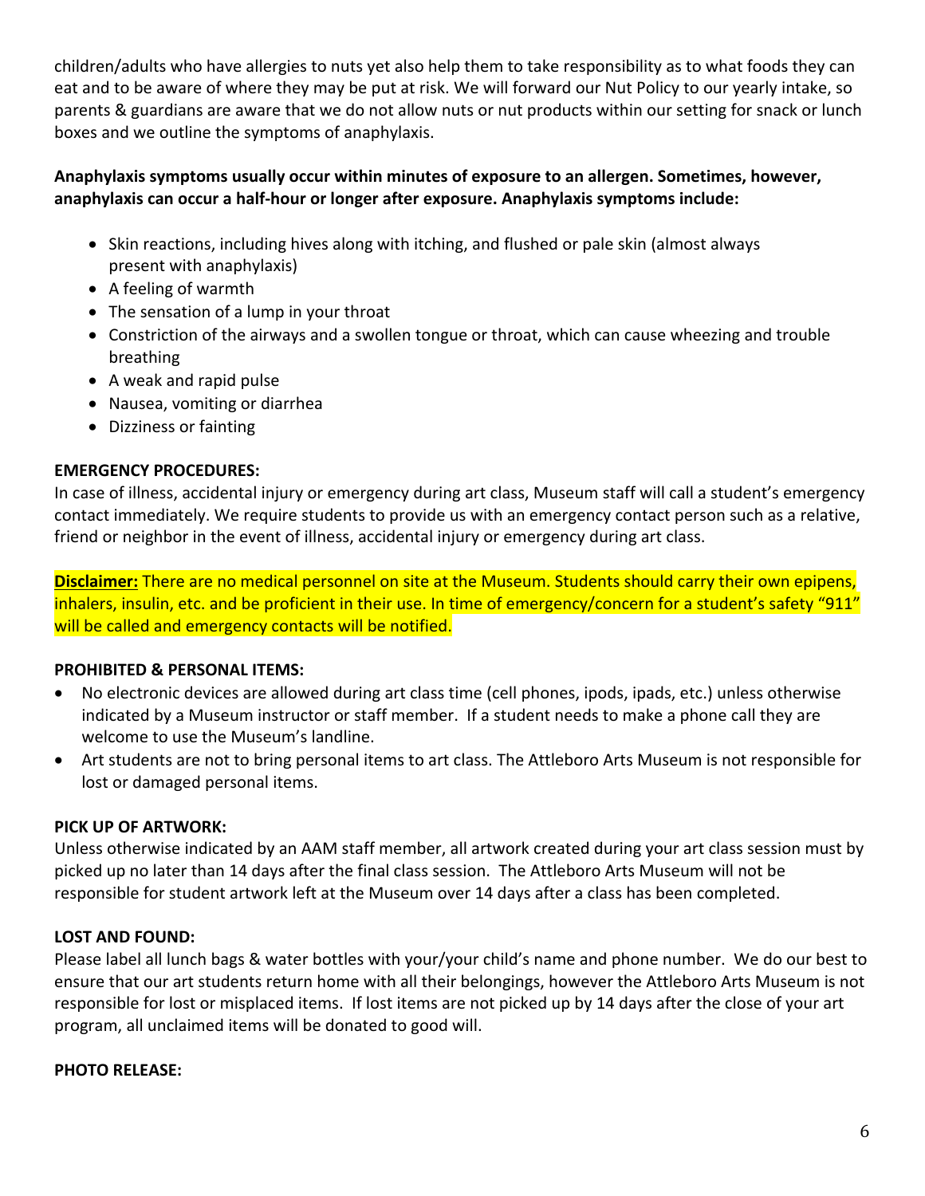children/adults who have allergies to nuts yet also help them to take responsibility as to what foods they can eat and to be aware of where they may be put at risk. We will forward our Nut Policy to our yearly intake, so parents & guardians are aware that we do not allow nuts or nut products within our setting for snack or lunch boxes and we outline the symptoms of anaphylaxis.

**Anaphylaxis symptoms usually occur within minutes of exposure to an allergen. Sometimes, however, anaphylaxis can occur a half-hour or longer after exposure. Anaphylaxis symptoms include:**

- Skin reactions, including hives along with itching, and flushed or pale skin (almost always present with anaphylaxis)
- A feeling of warmth
- The sensation of a lump in your throat
- Constriction of the airways and a swollen tongue or throat, which can cause wheezing and trouble breathing
- A weak and rapid pulse
- Nausea, vomiting or diarrhea
- Dizziness or fainting

**EMERGENCY PROCEDURES:**

In case of illness, accidental injury or emergency during art class, Museum staff will call a student's emergency contact immediately. We require students to provide us with an emergency contact person such as a relative, friend or neighbor in the event of illness, accidental injury or emergency during art class.

**Disclaimer:** There are no medical personnel on site at the Museum. Students should carry their own epipens, inhalers, insulin, etc. and be proficient in their use. In time of emergency/concern for a student's safety "911" will be called and emergency contacts will be notified.

**PROHIBITED & PERSONAL ITEMS:**

- No electronic devices are allowed during art class time (cell phones, ipods, ipads, etc.) unless otherwise indicated by a Museum instructor or staff member. If a student needs to make a phone call they are welcome to use the Museum's landline.
- Art students are not to bring personal items to art class. The Attleboro Arts Museum is not responsible for lost or damaged personal items.

**PICK UP OF ARTWORK:**

Unless otherwise indicated by an AAM staff member, all artwork created during your art class session must by picked up no later than 14 days after the final class session. The Attleboro Arts Museum will not be responsible for student artwork left at the Museum over 14 days after a class has been completed.

**LOST AND FOUND:**

Please label all lunch bags & water bottles with your/your child's name and phone number. We do our best to ensure that our art students return home with all their belongings, however the Attleboro Arts Museum is not responsible for lost or misplaced items. If lost items are not picked up by 14 days after the close of your art program, all unclaimed items will be donated to good will.

**PHOTO RELEASE:**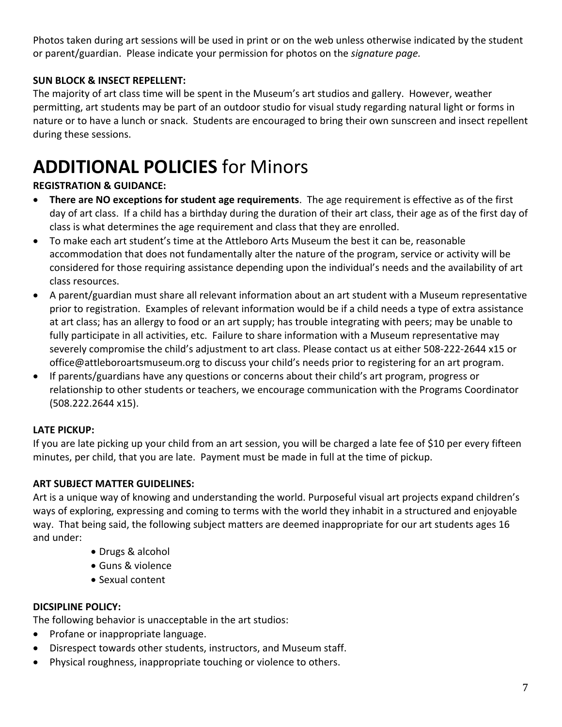Photos taken during art sessions will be used in print or on the web unless otherwise indicated by the student or parent/guardian. Please indicate your permission for photos on the *signature page*.

**SUN BLOCK & INSECT REPELLENT:**
The majority of art class time will be spent in the Museum's art studios and gallery. However, weather permitting, art students may be part of an outdoor studio for visual study regarding natural light or forms in nature or to have a lunch or snack. Students are encouraged to bring their own sunscreen and insect repellent during these sessions.

# **ADDITIONAL POLICIES** for Minors

**REGISTRATION & GUIDANCE:**

- **There are NO exceptions for student age requirements**. The age requirement is effective as of the first day of art class. If a child has a birthday during the duration of their art class, their age as of the first day of class is what determines the age requirement and class that they are enrolled.
- To make each art student's time at the Attleboro Arts Museum the best it can be, reasonable accommodation that does not fundamentally alter the nature of the program, service or activity will be considered for those requiring assistance depending upon the individual's needs and the availability of art class resources.
- A parent/guardian must share all relevant information about an art student with a Museum representative prior to registration. Examples of relevant information would be if a child needs a type of extra assistance at art class; has an allergy to food or an art supply; has trouble integrating with peers; may be unable to fully participate in all activities, etc. Failure to share information with a Museum representative may severely compromise the child's adjustment to art class. Please contact us at either 508-222-2644 x15 or office@attleboroartsmuseum.org to discuss your child's needs prior to registering for an art program.
- If parents/guardians have any questions or concerns about their child's art program, progress or relationship to other students or teachers, we encourage communication with the Programs Coordinator (508.222.2644 x15).

**LATE PICKUP:**
If you are late picking up your child from an art session, you will be charged a late fee of $10 per every fifteen minutes, per child, that you are late. Payment must be made in full at the time of pickup.

**ART SUBJECT MATTER GUIDELINES:**
Art is a unique way of knowing and understanding the world. Purposeful visual art projects expand children's ways of exploring, expressing and coming to terms with the world they inhabit in a structured and enjoyable way. That being said, the following subject matters are deemed inappropriate for our art students ages 16 and under:

- Drugs & alcohol
- Guns & violence
- Sexual content

**DICSIPLINE POLICY:**
The following behavior is unacceptable in the art studios:

- Profane or inappropriate language.
- Disrespect towards other students, instructors, and Museum staff.
- Physical roughness, inappropriate touching or violence to others.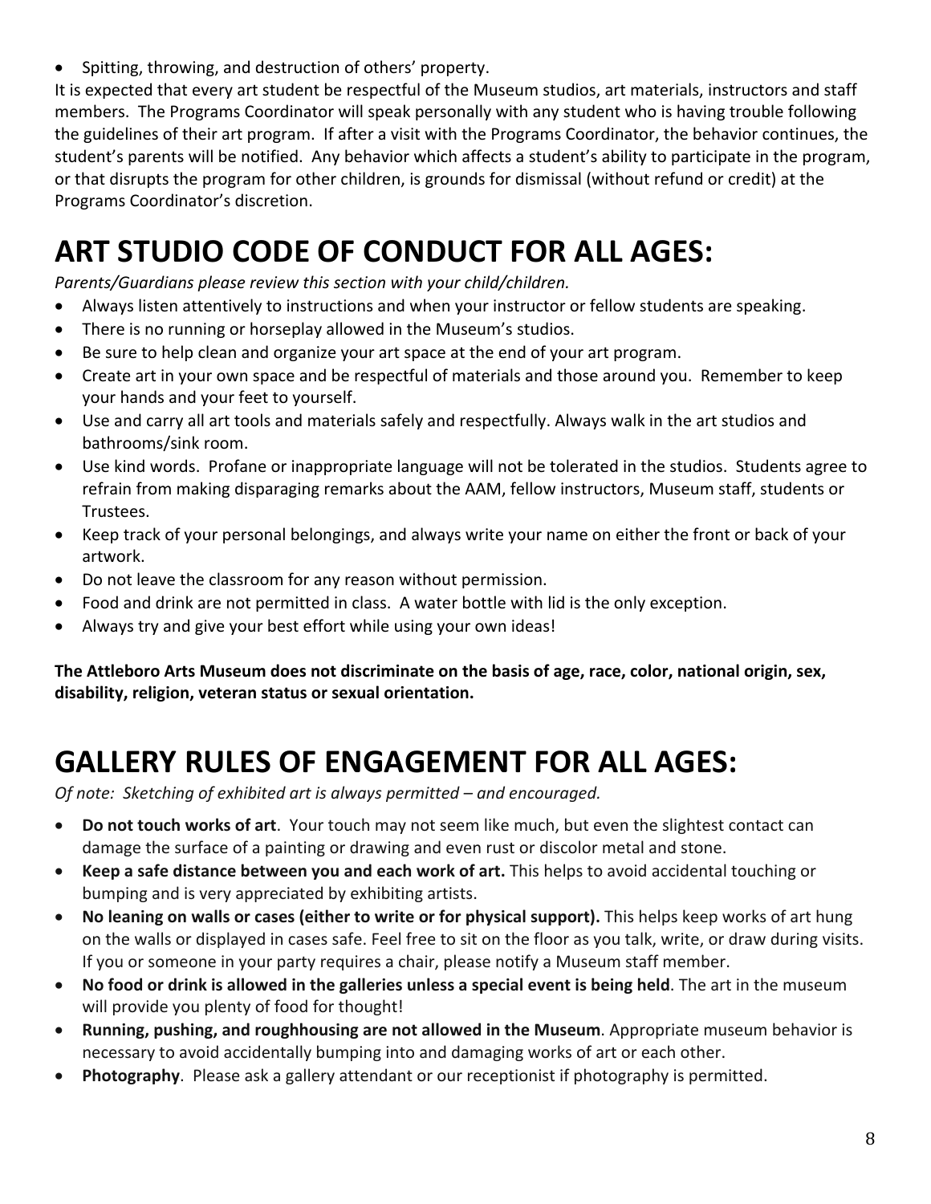- Spitting, throwing, and destruction of others' property.

It is expected that every art student be respectful of the Museum studios, art materials, instructors and staff members. The Programs Coordinator will speak personally with any student who is having trouble following the guidelines of their art program. If after a visit with the Programs Coordinator, the behavior continues, the student's parents will be notified. Any behavior which affects a student's ability to participate in the program, or that disrupts the program for other children, is grounds for dismissal (without refund or credit) at the Programs Coordinator's discretion.

# ART STUDIO CODE OF CONDUCT FOR ALL AGES:

*Parents/Guardians please review this section with your child/children.*

- Always listen attentively to instructions and when your instructor or fellow students are speaking.
- There is no running or horseplay allowed in the Museum's studios.
- Be sure to help clean and organize your art space at the end of your art program.
- Create art in your own space and be respectful of materials and those around you. Remember to keep your hands and your feet to yourself.
- Use and carry all art tools and materials safely and respectfully. Always walk in the art studios and bathrooms/sink room.
- Use kind words. Profane or inappropriate language will not be tolerated in the studios. Students agree to refrain from making disparaging remarks about the AAM, fellow instructors, Museum staff, students or Trustees.
- Keep track of your personal belongings, and always write your name on either the front or back of your artwork.
- Do not leave the classroom for any reason without permission.
- Food and drink are not permitted in class. A water bottle with lid is the only exception.
- Always try and give your best effort while using your own ideas!

**The Attleboro Arts Museum does not discriminate on the basis of age, race, color, national origin, sex, disability, religion, veteran status or sexual orientation.**

# GALLERY RULES OF ENGAGEMENT FOR ALL AGES:

*Of note: Sketching of exhibited art is always permitted – and encouraged.*

- **Do not touch works of art**. Your touch may not seem like much, but even the slightest contact can damage the surface of a painting or drawing and even rust or discolor metal and stone.
- **Keep a safe distance between you and each work of art.** This helps to avoid accidental touching or bumping and is very appreciated by exhibiting artists.
- **No leaning on walls or cases (either to write or for physical support).** This helps keep works of art hung on the walls or displayed in cases safe. Feel free to sit on the floor as you talk, write, or draw during visits. If you or someone in your party requires a chair, please notify a Museum staff member.
- **No food or drink is allowed in the galleries unless a special event is being held**. The art in the museum will provide you plenty of food for thought!
- **Running, pushing, and roughhousing are not allowed in the Museum**. Appropriate museum behavior is necessary to avoid accidentally bumping into and damaging works of art or each other.
- **Photography**. Please ask a gallery attendant or our receptionist if photography is permitted.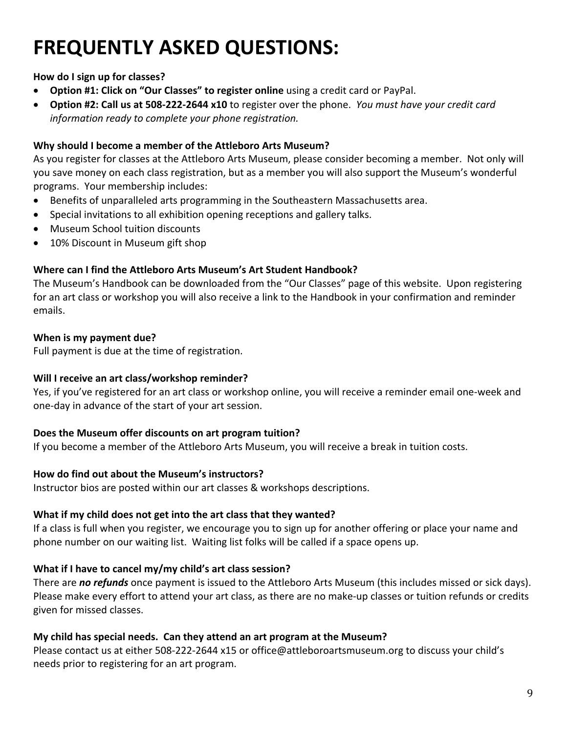# FREQUENTLY ASKED QUESTIONS:

**How do I sign up for classes?**

- **Option #1: Click on "Our Classes" to register online** using a credit card or PayPal.
- **Option #2: Call us at 508-222-2644 x10** to register over the phone. *You must have your credit card information ready to complete your phone registration.*

**Why should I become a member of the Attleboro Arts Museum?**

As you register for classes at the Attleboro Arts Museum, please consider becoming a member. Not only will you save money on each class registration, but as a member you will also support the Museum's wonderful programs. Your membership includes:

- Benefits of unparalleled arts programming in the Southeastern Massachusetts area.
- Special invitations to all exhibition opening receptions and gallery talks.
- Museum School tuition discounts
- 10% Discount in Museum gift shop

**Where can I find the Attleboro Arts Museum's Art Student Handbook?**

The Museum's Handbook can be downloaded from the "Our Classes" page of this website. Upon registering for an art class or workshop you will also receive a link to the Handbook in your confirmation and reminder emails.

**When is my payment due?**

Full payment is due at the time of registration.

**Will I receive an art class/workshop reminder?**

Yes, if you've registered for an art class or workshop online, you will receive a reminder email one-week and one-day in advance of the start of your art session.

**Does the Museum offer discounts on art program tuition?**

If you become a member of the Attleboro Arts Museum, you will receive a break in tuition costs.

**How do find out about the Museum's instructors?**

Instructor bios are posted within our art classes & workshops descriptions.

**What if my child does not get into the art class that they wanted?**

If a class is full when you register, we encourage you to sign up for another offering or place your name and phone number on our waiting list. Waiting list folks will be called if a space opens up.

**What if I have to cancel my/my child's art class session?**

There are ***no refunds*** once payment is issued to the Attleboro Arts Museum (this includes missed or sick days). Please make every effort to attend your art class, as there are no make-up classes or tuition refunds or credits given for missed classes.

**My child has special needs. Can they attend an art program at the Museum?**

Please contact us at either 508-222-2644 x15 or office@attleboroartsmuseum.org to discuss your child's needs prior to registering for an art program.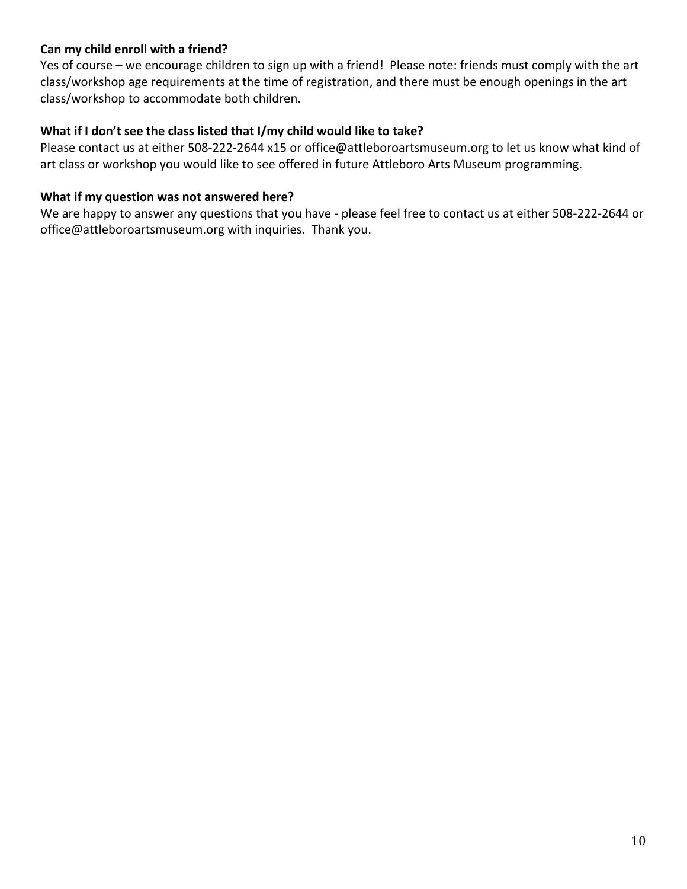**Can my child enroll with a friend?**

Yes of course – we encourage children to sign up with a friend! Please note: friends must comply with the art class/workshop age requirements at the time of registration, and there must be enough openings in the art class/workshop to accommodate both children.

**What if I don't see the class listed that I/my child would like to take?**

Please contact us at either 508-222-2644 x15 or office@attleboroartsmuseum.org to let us know what kind of art class or workshop you would like to see offered in future Attleboro Arts Museum programming.

**What if my question was not answered here?**

We are happy to answer any questions that you have - please feel free to contact us at either 508-222-2644 or office@attleboroartsmuseum.org with inquiries. Thank you.